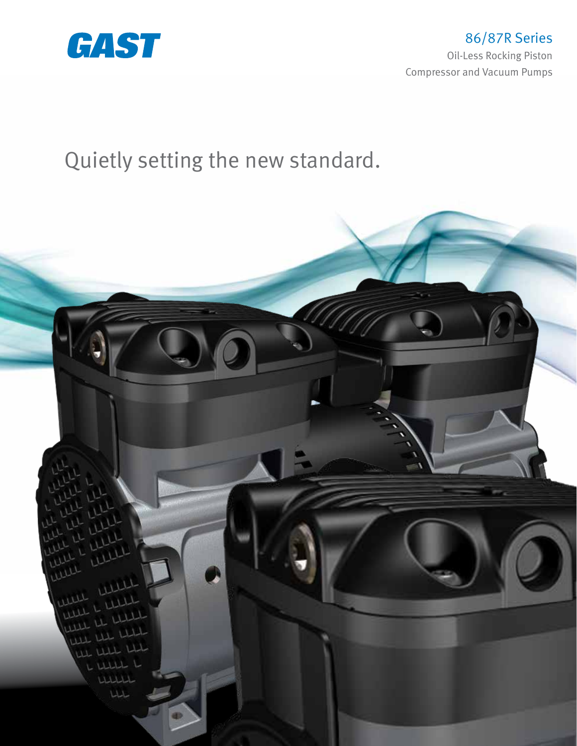GAST

## 86/87R Series

Oil-Less Rocking Piston Compressor and Vacuum Pumps

# Quietly setting the new standard.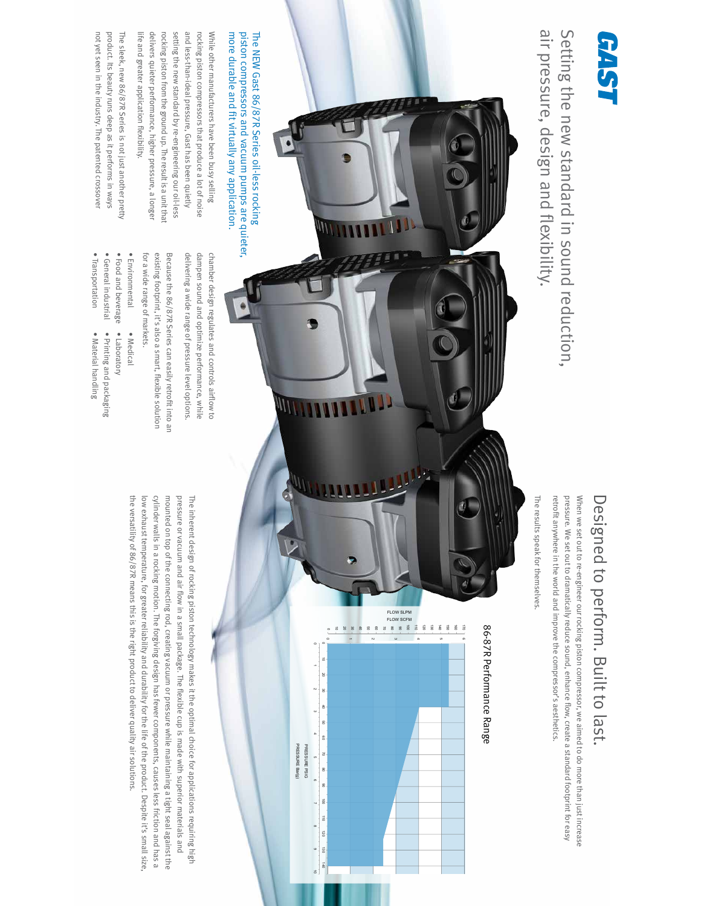# GAST

## Setting the new standard in sound reduction, air pressure, design and flexibility.

**The NEW Gast 86/87R Series oil-less rocking piston compressors and vacuum pumps are quieter, more durable and fit virtually any application.**

While other manufacturers have been busy selling rocking piston compressors that produce a lot of noise and less-than-ideal pressure, Gast has been quietly setting the new standard by re-engineering our oil-less rocking piston from the ground up. The result is a unit that delivers quieter performance, higher pressure, a longer life and greater application flexibility.

The sleek, new 86/87R Series is not just another pretty product. Its beauty runs deep as it performs in ways not yet seen in the industry. The patented crossover chamber design regulates and controls airflow to dampen sound and optimize performance, while delivering a wide range of pressure level options.

Because the 86/87R Series can easily retrofit into an existing footprint, it's also a smart, flexible solution for a wide range of markets.

- Environmental
- Food and beverage
- General industrial
- Transportation
- Medical
- Laboratory
- Printing and packaging
- Material handling

## Designed to perform. Built to last.

When we set out to re-engineer our rocking piston compressor, we aimed to do more than just increase pressure. We set out to dramatically reduce sound, enhance flow, create a standard footprint for easy retrofit anywhere in the world and improve the compressor's aesthetics.

The results speak for themselves.

### 86-87R Performance Range

The inherent design of rocking piston technology makes it the optimal choice for applications requiring high pressure or vacuum and air flow in a small package. The flexible cup is made with superior materials and mounted on top of the connecting rod, creating vacuum or pressure while maintaining a tight seal against the cylinder walls in a rocking motion. The forgiving design has fewer components, causes less friction and has a low exhaust temperature, for greater reliability and durability for the life of the product. Despite it's small size, the versatility of 86/87R means this is the right product to deliver quality air solutions.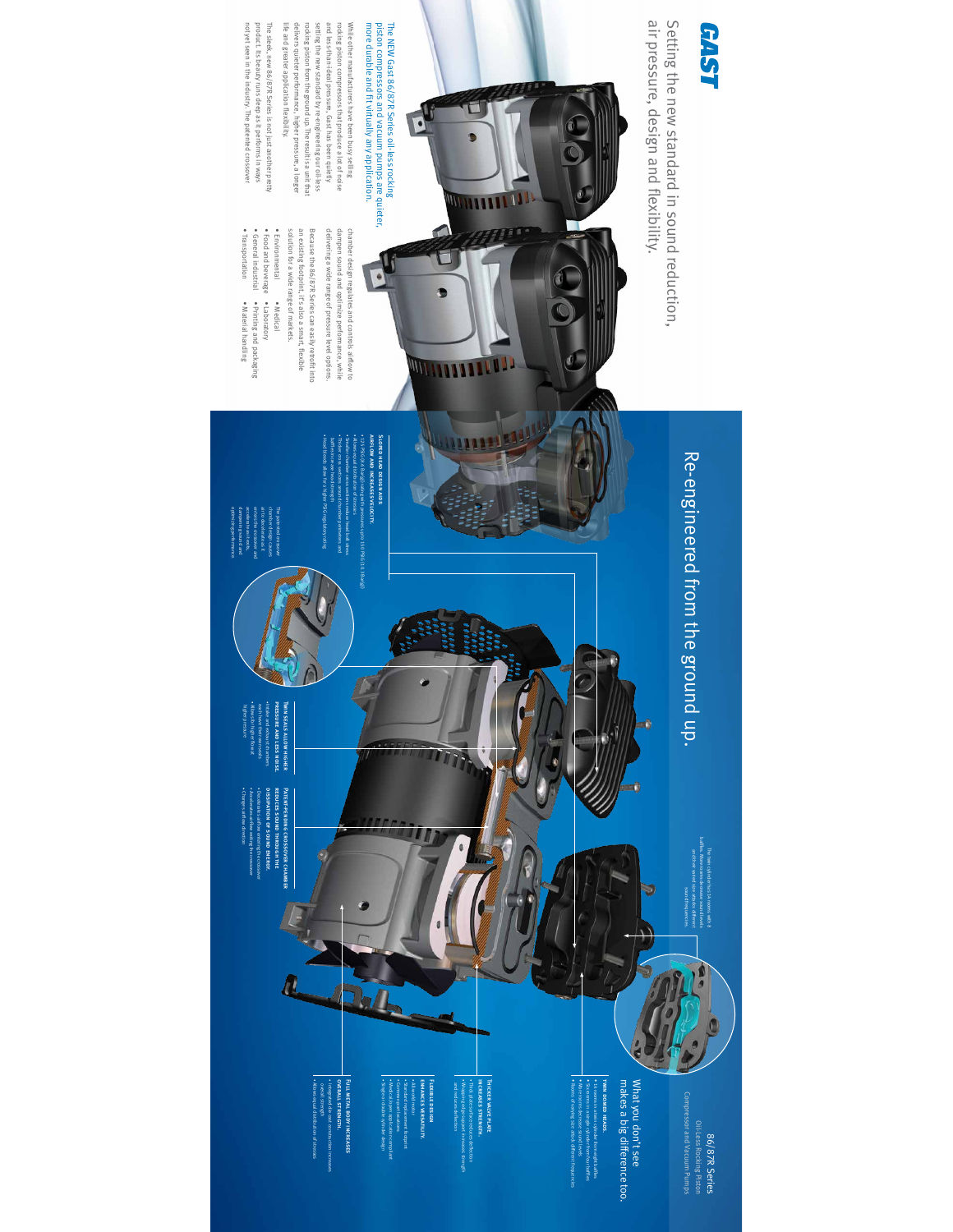# GAST

## Setting the new standard in sound reduction, air pressure, design and flexibility.

### The NEW Gast 86/87R Series oil-less rocking piston compressors and vacuum pumps are quieter, more durable and fit virtually any application.

While other manufacturers have been busy selling rocking piston compressors that produce a lot of noise and less-than-ideal pressure, Gast has been quietly setting the new standard by re-engineering our oil-less rocking piston from the ground up. The result is a unit that delivers quieter performance, higher pressure, a longer life and greater application flexibility.

The sleek, new 86/87R Series is not just another pretty product. Its beauty runs deep as it performs in ways not yet seen in the industry. The patented crossover chamber design regulates and controls airflow to dampen sound and optimize performance, while delivering a wide range of pressure level options.

Because the 86/87R Series can easily retrofit into an existing footprint, it's also a smart, flexible solution for a wide range of markets.

- Environmental
- Medical
- Food and beverage
- Laboratory
- General industrial
- Printing and packaging
- Transportation
- Material handling

# Re-engineered from the ground up.

**SLOPED HEAD DESIGN AIDS AIRFLOW AND INCREASES VELOCITY.**

- 125 PSIG (8.6 Bar(g)) rating with pressures up to 150 PSIG (10.3 Bar(g))
- Allows for optimal air flow to allow for higher pressure
- Smaller chamber creates less residual head built stress
- Thicker cross sections around cylinder perimeters and bolt holes increase head strength
- Head bonds allow for a higher PSIG regulatory rating

The patented crossover chamber design causes air to decelerate as it enters the crossover and accelerates as it exits, dampening sound and optimizing performance.

**TWIN SEALS ALLOW HIGHER PRESSURE AND LESS NOISE.**

- Intake and exhaust chambers each have their own seals
- Allows for higher head pressures

**PATENT-PENDING CROSSOVER CHAMBER REDUCES SOUND THROUGH THE DISSIPATION OF SOUND ENERGY.**

- Decelerates airflow entering the crossover
- Accelerates airflow exiting the crossover
- Changes airflow direction

The twin cylinders has 16 rooms with 8 baffles. These rooms dissipate and muffle air and air noise because they absorb different sound frequencies.

## 86/87R Series
Oil-Less Rocking Piston
Compressor and Vacuum Pumps

## What you don't see makes a big difference too.

**TWIN DOMED HEADS.**

- 16 rooms in two cylinder heads with 8 baffles
- Six rooms in single cylinder head with 4 baffles
- Work rooms decrease sound levels
- Rooms of varying size absorb different frequencies

**THICKER VALVE PLATE INCREASES STRENGTH.**

- Thicker plate reduces valve deflection
- Wrapping edge support increases strength and reduces deflection

**FLEXIBLE DESIGN ENHANCES VERSATILITY.**

- Multiple options
- Standard replacement footprint
- Common port locations
- Moisture resistant applications compliant
- Single or double cylinder design

**FULL METAL BODY INCREASES OVERALL STRENGTH.**

- Integrated die cast construction increases overall strength
- Allows equal distribution of stresses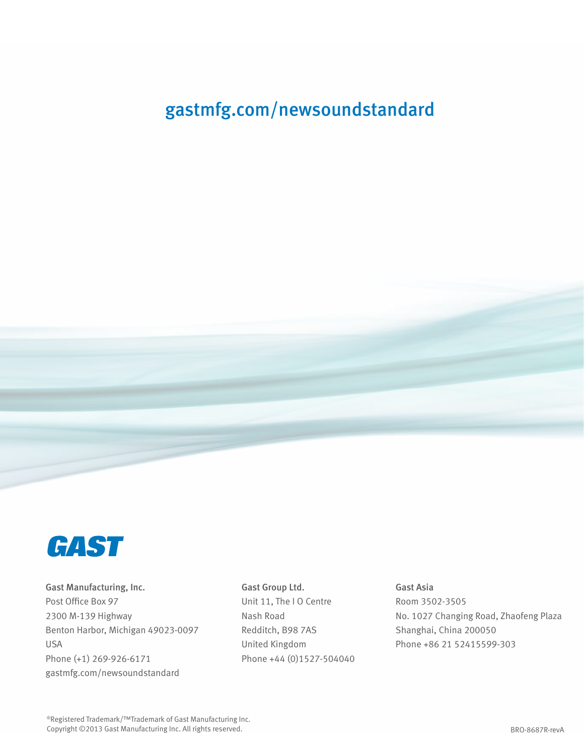gastmfg.com/newsoundstandard

GAST

**Gast Manufacturing, Inc.**
Post Office Box 97
2300 M-139 Highway
Benton Harbor, Michigan 49023-0097
USA
Phone (+1) 269-926-6171
gastmfg.com/newsoundstandard

**Gast Group Ltd.**
Unit 11, The I O Centre
Nash Road
Redditch, B98 7AS
United Kingdom
Phone +44 (0)1527-504040

**Gast Asia**
Room 3502-3505
No. 1027 Changing Road, Zhaofeng Plaza
Shanghai, China 200050
Phone +86 21 52415599-303

®Registered Trademark/™Trademark of Gast Manufacturing Inc.
Copyright ©2013 Gast Manufacturing Inc. All rights reserved.

BRO-8687R-revA